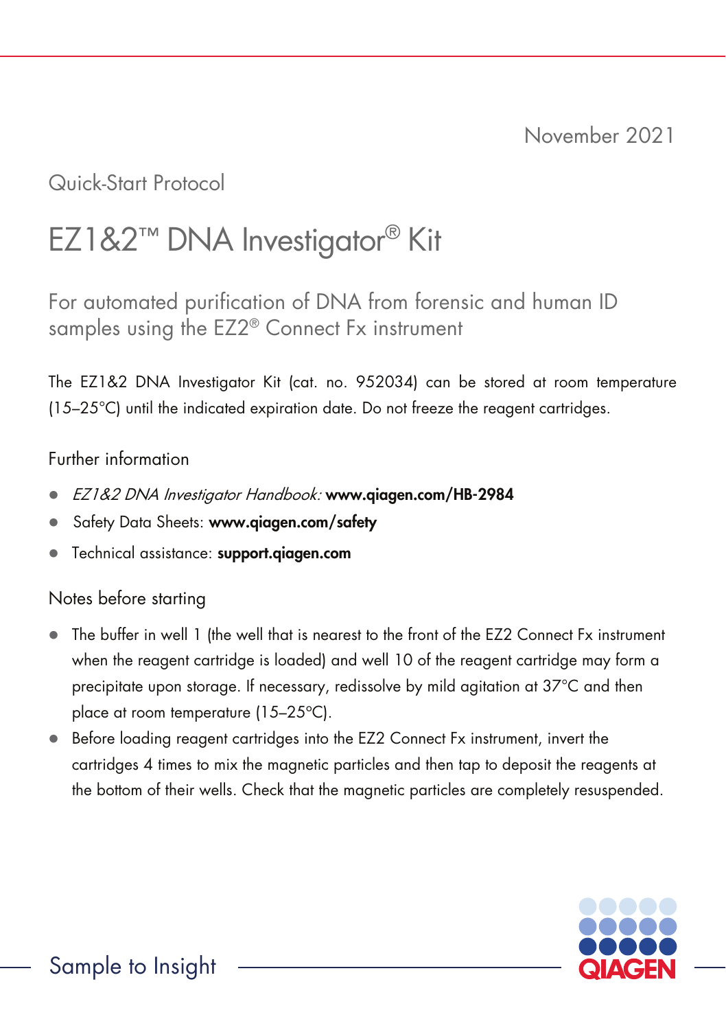November 2021

Quick-Start Protocol

# EZ1&2™ DNA Investigator® Kit

## For automated purification of DNA from forensic and human ID samples using the EZ2® Connect Fx instrument

The EZ1&2 DNA Investigator Kit (cat. no. 952034) can be stored at room temperature (15–25°C) until the indicated expiration date. Do not freeze the reagent cartridges.

### Further information

- *EZ1&2 DNA Investigator Handbook:* **www.qiagen.com/HB-2984**
- Safety Data Sheets: **www.qiagen.com/safety**
- Technical assistance: **support.qiagen.com**

### Notes before starting

- The buffer in well 1 (the well that is nearest to the front of the EZ2 Connect Fx instrument when the reagent cartridge is loaded) and well 10 of the reagent cartridge may form a precipitate upon storage. If necessary, redissolve by mild agitation at 37°C and then place at room temperature (15–25ºC).
- Before loading reagent cartridges into the EZ2 Connect Fx instrument, invert the cartridges 4 times to mix the magnetic particles and then tap to deposit the reagents at the bottom of their wells. Check that the magnetic particles are completely resuspended.

Sample to Insight

QIAGEN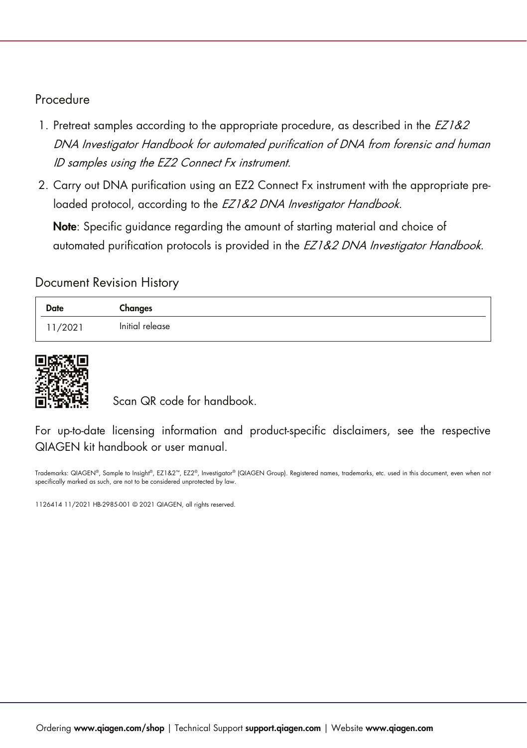## Procedure

1. Pretreat samples according to the appropriate procedure, as described in the *EZ1&2 DNA Investigator Handbook for automated purification of DNA from forensic and human ID samples using the EZ2 Connect Fx instrument.*
2. Carry out DNA purification using an EZ2 Connect Fx instrument with the appropriate pre-loaded protocol, according to the *EZ1&2 DNA Investigator Handbook*.

   **Note**: Specific guidance regarding the amount of starting material and choice of automated purification protocols is provided in the *EZ1&2 DNA Investigator Handbook*.

## Document Revision History

| Date | Changes |
|---|---|
| 11/2021 | Initial release |

Scan QR code for handbook.

For up-to-date licensing information and product-specific disclaimers, see the respective QIAGEN kit handbook or user manual.

Trademarks: QIAGEN®, Sample to Insight®, EZ1&2™, EZ2®, Investigator® (QIAGEN Group). Registered names, trademarks, etc. used in this document, even when not specifically marked as such, are not to be considered unprotected by law.

1126414 11/2021 HB-2985-001 © 2021 QIAGEN, all rights reserved.

Ordering **www.qiagen.com/shop** | Technical Support **support.qiagen.com** | Website **www.qiagen.com**